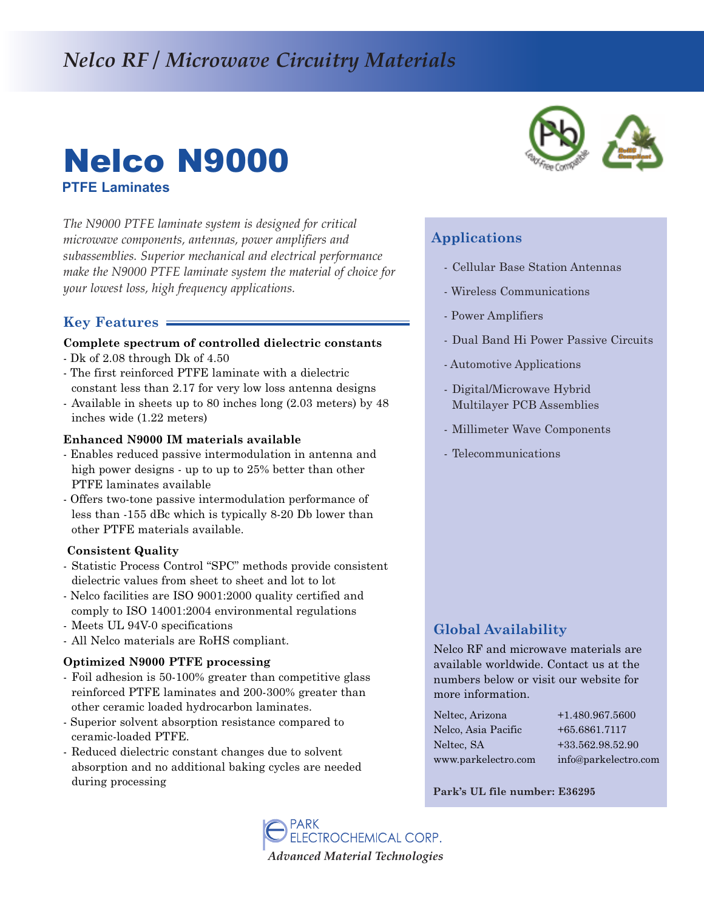*Nelco RF / Microwave Circuitry Materials*

# Nelco N9000

**PTFE Laminates**

*The N9000 PTFE laminate system is designed for critical microwave components, antennas, power amplifiers and subassemblies. Superior mechanical and electrical performance make the N9000 PTFE laminate system the material of choice for your lowest loss, high frequency applications.*

## Key Features

**Complete spectrum of controlled dielectric constants**

- Dk of 2.08 through Dk of 4.50
- The first reinforced PTFE laminate with a dielectric constant less than 2.17 for very low loss antenna designs
- Available in sheets up to 80 inches long (2.03 meters) by 48 inches wide (1.22 meters)

**Enhanced N9000 IM materials available**

- Enables reduced passive intermodulation in antenna and high power designs - up to up to 25% better than other PTFE laminates available
- Offers two-tone passive intermodulation performance of less than -155 dBc which is typically 8-20 Db lower than other PTFE materials available.

**Consistent Quality**

- Statistic Process Control "SPC" methods provide consistent dielectric values from sheet to sheet and lot to lot
- Nelco facilities are ISO 9001:2000 quality certified and comply to ISO 14001:2004 environmental regulations
- Meets UL 94V-0 specifications
- All Nelco materials are RoHS compliant.

**Optimized N9000 PTFE processing**

- Foil adhesion is 50-100% greater than competitive glass reinforced PTFE laminates and 200-300% greater than other ceramic loaded hydrocarbon laminates.
- Superior solvent absorption resistance compared to ceramic-loaded PTFE.
- Reduced dielectric constant changes due to solvent absorption and no additional baking cycles are needed during processing

## Applications

- Cellular Base Station Antennas
- Wireless Communications
- Power Amplifiers
- Dual Band Hi Power Passive Circuits
- Automotive Applications
- Digital/Microwave Hybrid Multilayer PCB Assemblies
- Millimeter Wave Components
- Telecommunications

## Global Availability

Nelco RF and microwave materials are available worldwide. Contact us at the numbers below or visit our website for more information.

| | |
|---|---|
| Neltec, Arizona | +1.480.967.5600 |
| Nelco, Asia Pacific | +65.6861.7117 |
| Neltec, SA | +33.562.98.52.90 |
| www.parkelectro.com | info@parkelectro.com |

**Park's UL file number: E36295**

PARK ELECTROCHEMICAL CORP.
*Advanced Material Technologies*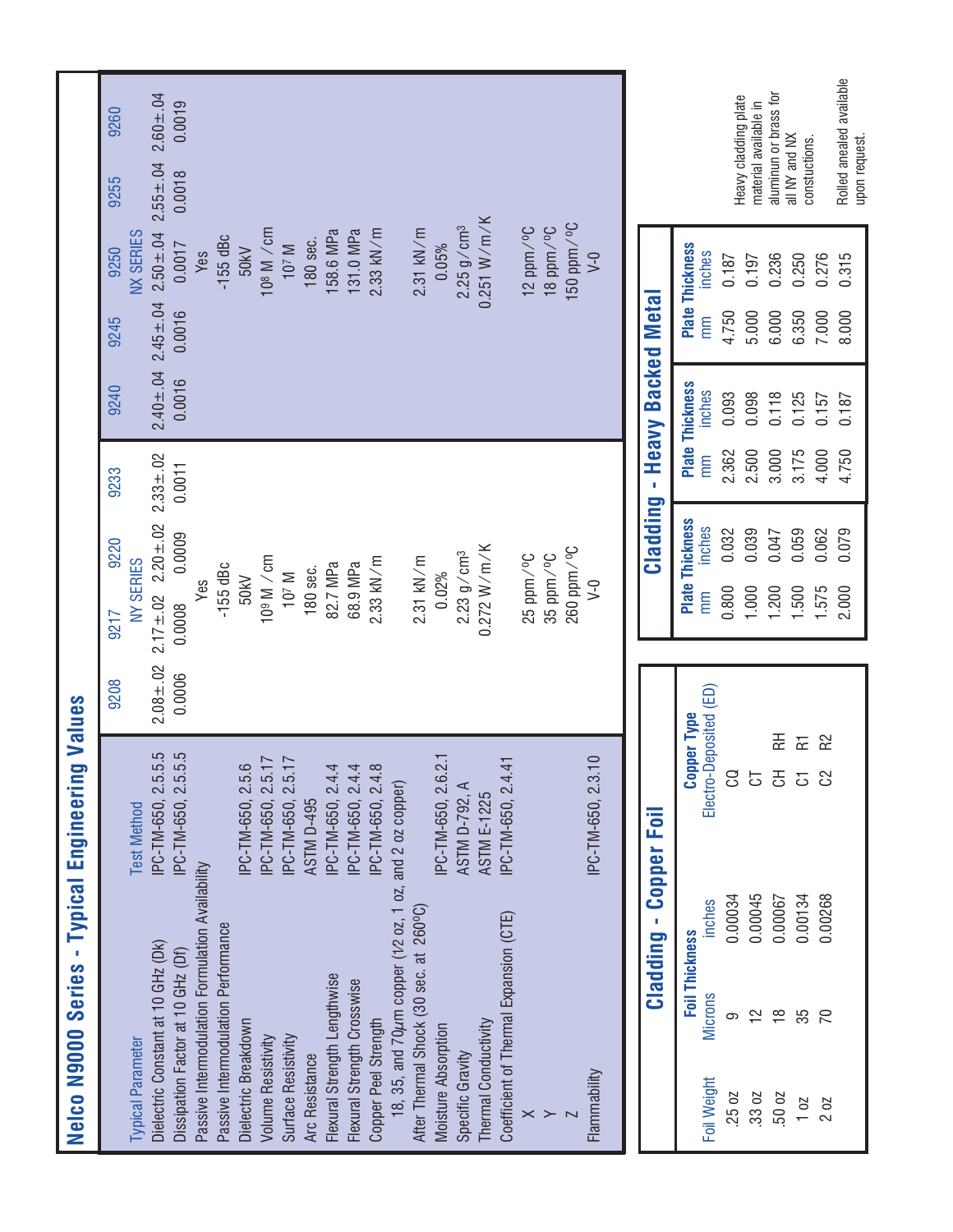# Nelco N9000 Series - Typical Engineering Values

| Typical Parameter | Test Method | 9208 | 9217 | 9220 | 9233 | 9240 | 9245 | 9250 | 9255 | 9260 |
|---|---|---|---|---|---|---|---|---|---|---|
| | | | NY SERIES | | | | | NX SERIES | | |
| Dielectric Constant at 10 GHz (Dk) | IPC-TM-650, 2.5.5.5 | 2.08±.02 | 2.17±.02 | 2.20±.02 | 2.33±.02 | 2.40±.04 | 2.45±.04 | 2.50±.04 | 2.55±.04 | 2.60±.04 |
| Dissipation Factor at 10 GHz (Df) | IPC-TM-650, 2.5.5.5 | 0.0006 | 0.0008 | 0.0009 | 0.0011 | 0.0016 | 0.0016 | 0.0017 | 0.0018 | 0.0019 |
| Passive Intermodulation Formulation Availability | | | Yes | | | | | Yes | | |
| Passive Intermodulation Performance | | | -155 dBc | | | | | -155 dBc | | |
| Dielectric Breakdown | IPC-TM-650, 2.5.6 | | 50kV | | | | | 50kV | | |
| Volume Resistivity | IPC-TM-650, 2.5.17 | | $10^9$ M / cm | | | | | $10^8$ M / cm | | |
| Surface Resistivity | IPC-TM-650, 2.5.17 | | $10^7$ M | | | | | $10^7$ M | | |
| Arc Resistance | ASTM D-495 | | 180 sec. | | | | | 180 sec. | | |
| Flexural Strength Lengthwise | IPC-TM-650, 2.4.4 | | 82.7 MPa | | | | | 158.6 MPa | | |
| Flexural Strength Crosswise | IPC-TM-650, 2.4.4 | | 68.9 MPa | | | | | 131.0 MPa | | |
| Copper Peel Strength | IPC-TM-650, 2.4.8 | | 2.33 kN / m | | | | | 2.33 kN / m | | |
| 18, 35, and 70µm copper (1/2 oz, 1 oz, and 2 oz copper) | | | | | | | | | | |
| After Thermal Shock (30 sec. at 260ºC) | | | 2.31 kN / m | | | | | 2.31 kN / m | | |
| Moisture Absorption | IPC-TM-650, 2.6.2.1 | | 0.02% | | | | | 0.05% | | |
| Specific Gravity | ASTM D-792, A | | 2.23 g / cm³ | | | | | 2.25 g / cm³ | | |
| Thermal Conductivity | ASTM E-1225 | | 0.272 W / m / K | | | | | 0.251 W / m / K | | |
| Coefficient of Thermal Expansion (CTE) | IPC-TM-650, 2.4.41 | | | | | | | | | |
| X | | | 25 ppm / ºC | | | | | 12 ppm / ºC | | |
| Y | | | 35 ppm / ºC | | | | | 18 ppm / ºC | | |
| Z | | | 260 ppm / ºC | | | | | 150 ppm / ºC | | |
| Flammability | IPC-TM-650, 2.3.10 | | V-0 | | | | | V-0 | | |

## Cladding - Copper Foil

| Foil Weight | Foil Thickness Microns | Foil Thickness inches | Copper Type Electro-Deposited (ED) | |
|---|---|---|---|---|
| .25 oz | 9 | 0.00034 | CQ | |
| .33 oz | 12 | 0.00045 | CT | |
| .50 oz | 18 | 0.00067 | CH | RH |
| 1 oz | 35 | 0.00134 | C1 | R1 |
| 2 oz | 70 | 0.00268 | C2 | R2 |

## Cladding - Heavy Backed Metal

| Plate Thickness mm | Plate Thickness inches | Plate Thickness mm | Plate Thickness inches | Plate Thickness mm | Plate Thickness inches |
|---|---|---|---|---|---|
| 0.800 | 0.032 | 2.362 | 0.093 | 4.750 | 0.187 |
| 1.000 | 0.039 | 2.500 | 0.098 | 5.000 | 0.197 |
| 1.200 | 0.047 | 3.000 | 0.118 | 6.000 | 0.236 |
| 1.500 | 0.059 | 3.175 | 0.125 | 6.350 | 0.250 |
| 1.575 | 0.062 | 4.000 | 0.157 | 7.000 | 0.276 |
| 2.000 | 0.079 | 4.750 | 0.187 | 8.000 | 0.315 |

Heavy cladding plate material available in aluminun or brass for all NY and NX constuctions.

Rolled anealed available upon request.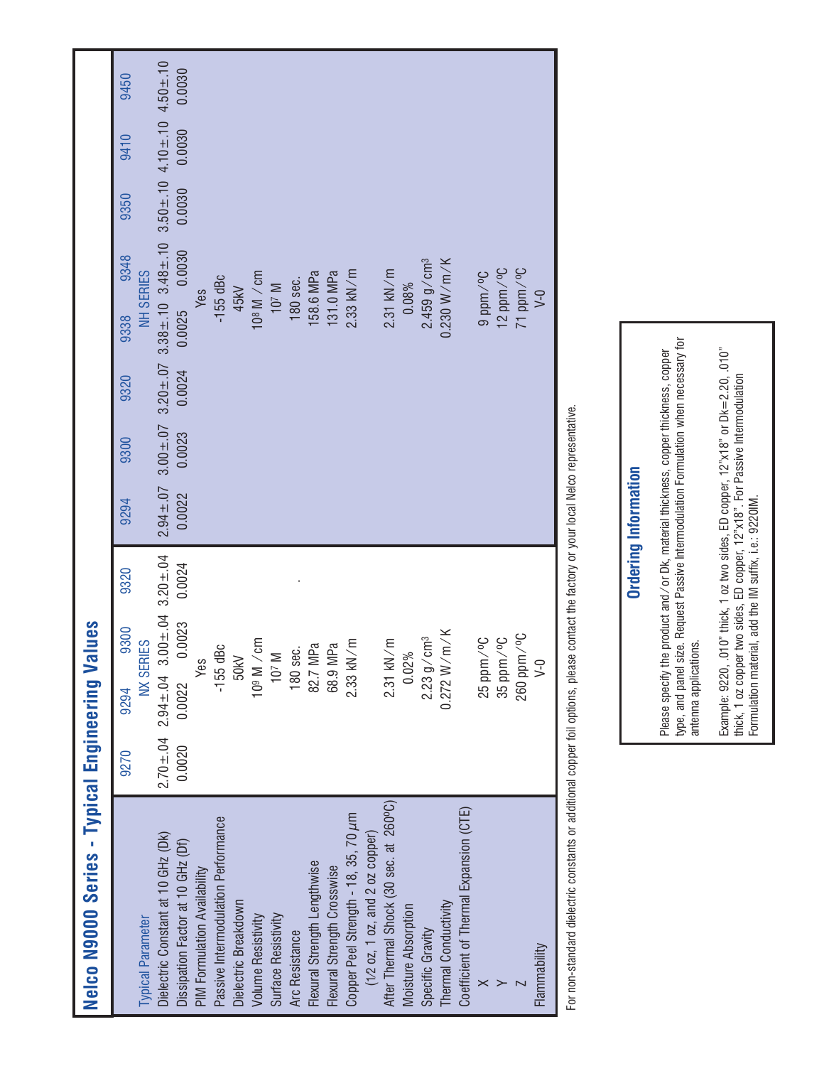# Nelco N9000 Series - Typical Engineering Values

| Typical Parameter | 9270 | 9294 | 9300 | 9320 | 9294 | 9300 | 9320 | 9338 | 9348 | 9350 | 9410 | 9450 |
|---|---|---|---|---|---|---|---|---|---|---|---|---|
| | | NX SERIES | | | | | | NH SERIES | | | | |
| Dielectric Constant at 10 GHz (Dk) | 2.70±.04 | 2.94±.04 | 3.00±.04 | 3.20±.04 | 2.94±.07 | 3.00±.07 | 3.20±.07 | 3.38±.10 | 3.48±.10 | 3.50±.10 | 4.10±.10 | 4.50±.10 |
| Dissipation Factor at 10 GHz (Df) | 0.0020 | 0.0022 | 0.0023 | 0.0024 | 0.0022 | 0.0023 | 0.0024 | 0.0025 | 0.0030 | 0.0030 | 0.0030 | 0.0030 |
| PIM Formulation Availability | | Yes | | | | | | Yes | | | | |
| Passive Intermodulation Performance | | -155 dBc | | | | | | -155 dBc | | | | |
| Dielectric Breakdown | | 50kV | | | | | | 45kV | | | | |
| Volume Resistivity | | $10^9$ M / cm | | | | | | $10^8$ M / cm | | | | |
| Surface Resistivity | | $10^7$ M | | | | | | $10^7$ M | | | | |
| Arc Resistance | | 180 sec. | | | | | | 180 sec. | | | | |
| Flexural Strength Lengthwise | | 82.7 MPa | | | | | | 158.6 MPa | | | | |
| Flexural Strength Crosswise | | 68.9 MPa | | | | | | 131.0 MPa | | | | |
| Copper Peel Strength - 18, 35, 70 $\mu$m (1/2 oz, 1 oz, and 2 oz copper) | | 2.33 kN / m | | | | | | 2.33 kN / m | | | | |
| After Thermal Shock (30 sec. at 260ºC) | | 2.31 kN / m | | | | | | 2.31 kN / m | | | | |
| Moisture Absorption | | 0.02% | | | | | | 0.08% | | | | |
| Specific Gravity | | 2.23 g / cm³ | | | | | | 2.459 g / cm³ | | | | |
| Thermal Conductivity | | 0.272 W / m / K | | | | | | 0.230 W / m / K | | | | |
| Coefficient of Thermal Expansion (CTE) | | | | | | | | | | | | |
| X | | 25 ppm / ºC | | | | | | 9 ppm / ºC | | | | |
| Y | | 35 ppm / ºC | | | | | | 12 ppm / ºC | | | | |
| Z | | 260 ppm / ºC | | | | | | 71 ppm / ºC | | | | |
| Flammability | | V-0 | | | | | | V-0 | | | | |

For non-standard dielectric constants or additional copper foil options, please contact the factory or your local Nelco representative.

## Ordering Information

Please specify the product and / or Dk, material thickness, copper thickness, copper type, and panel size. Request Passive Intermodulation Formulation when necessary for antenna applications.

Example: 9220, .010" thick, 1 oz two sides, ED copper, 12"x18" or Dk=2.20, .010" thick, 1 oz copper two sides, ED copper, 12"x18". For Passive Intermodulation Formulation material, add the IM suffix, i.e.: 9220IM.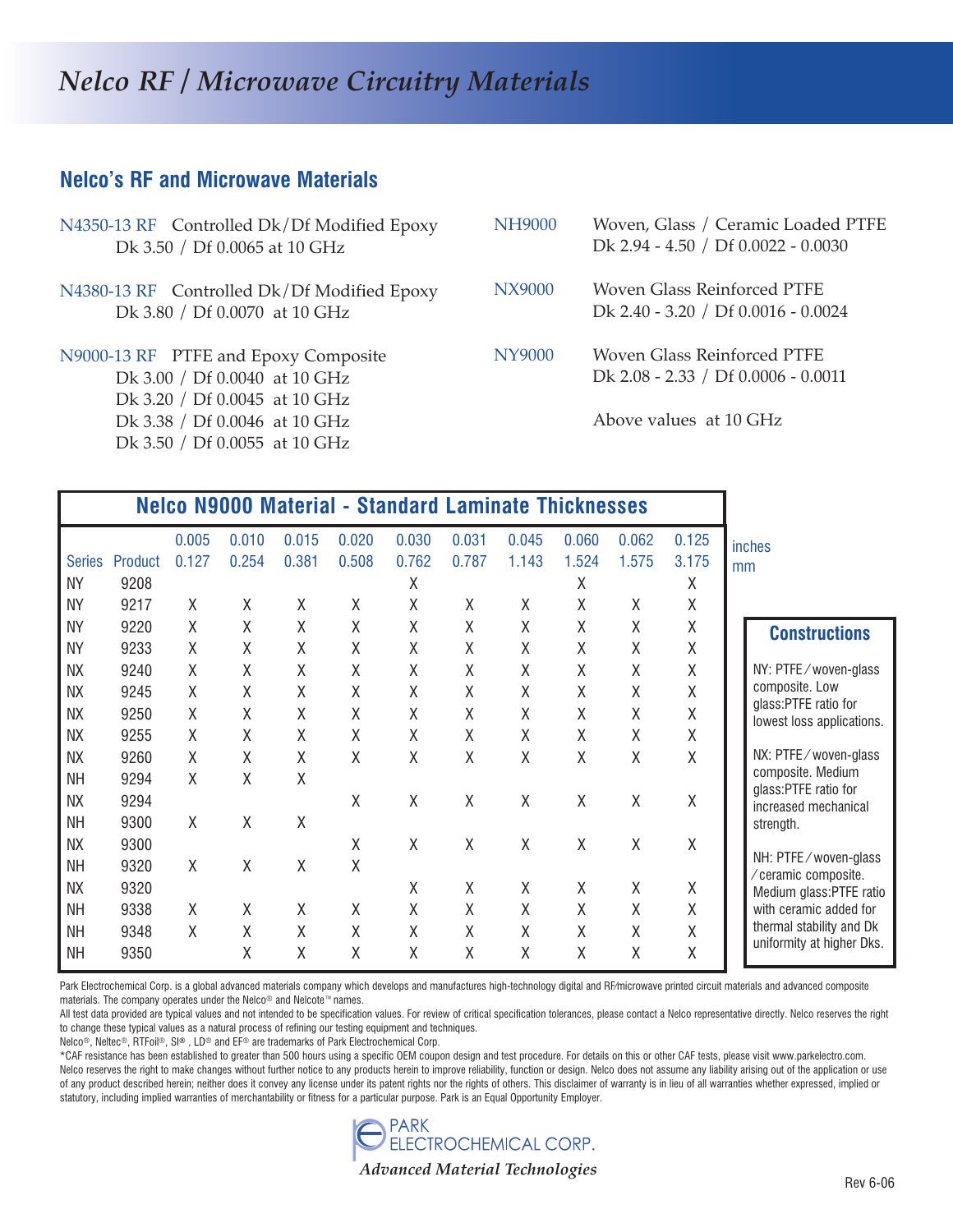# Nelco RF / Microwave Circuitry Materials

## Nelco's RF and Microwave Materials

N4350-13 RF Controlled Dk/Df Modified Epoxy
Dk 3.50 / Df 0.0065 at 10 GHz

N4380-13 RF Controlled Dk/Df Modified Epoxy
Dk 3.80 / Df 0.0070 at 10 GHz

N9000-13 RF PTFE and Epoxy Composite
Dk 3.00 / Df 0.0040 at 10 GHz
Dk 3.20 / Df 0.0045 at 10 GHz
Dk 3.38 / Df 0.0046 at 10 GHz
Dk 3.50 / Df 0.0055 at 10 GHz

NH9000 Woven, Glass / Ceramic Loaded PTFE
Dk 2.94 - 4.50 / Df 0.0022 - 0.0030

NX9000 Woven Glass Reinforced PTFE
Dk 2.40 - 3.20 / Df 0.0016 - 0.0024

NY9000 Woven Glass Reinforced PTFE
Dk 2.08 - 2.33 / Df 0.0006 - 0.0011

Above values at 10 GHz

### Nelco N9000 Material - Standard Laminate Thicknesses

| | | 0.005 | 0.010 | 0.015 | 0.020 | 0.030 | 0.031 | 0.045 | 0.060 | 0.062 | 0.125 | inches |
|---|---|---|---|---|---|---|---|---|---|---|---|---|
| Series | Product | 0.127 | 0.254 | 0.381 | 0.508 | 0.762 | 0.787 | 1.143 | 1.524 | 1.575 | 3.175 | mm |
| NY | 9208 | | | | | X | | | X | | X | |
| NY | 9217 | X | X | X | X | X | X | X | X | X | X | |
| NY | 9220 | X | X | X | X | X | X | X | X | X | X | |
| NY | 9233 | X | X | X | X | X | X | X | X | X | X | |
| NX | 9240 | X | X | X | X | X | X | X | X | X | X | |
| NX | 9245 | X | X | X | X | X | X | X | X | X | X | |
| NX | 9250 | X | X | X | X | X | X | X | X | X | X | |
| NX | 9255 | X | X | X | X | X | X | X | X | X | X | |
| NX | 9260 | X | X | X | X | X | X | X | X | X | X | |
| NH | 9294 | X | X | X | | | | | | | | |
| NX | 9294 | | | | X | X | X | X | X | X | X | |
| NH | 9300 | X | X | X | | | | | | | | |
| NX | 9300 | | | | X | X | X | X | X | X | X | |
| NH | 9320 | X | X | X | X | | | | | | | |
| NX | 9320 | | | | | X | X | X | X | X | X | |
| NH | 9338 | X | X | X | X | X | X | X | X | X | X | |
| NH | 9348 | X | X | X | X | X | X | X | X | X | X | |
| NH | 9350 | | X | X | X | X | X | X | X | X | X | |

#### Constructions

NY: PTFE/woven-glass composite. Low glass:PTFE ratio for lowest loss applications.

NX: PTFE/woven-glass composite. Medium glass:PTFE ratio for increased mechanical strength.

NH: PTFE/woven-glass/ceramic composite. Medium glass:PTFE ratio with ceramic added for thermal stability and Dk uniformity at higher Dks.

Park Electrochemical Corp. is a global advanced materials company which develops and manufactures high-technology digital and RF/microwave printed circuit materials and advanced composite materials. The company operates under the Nelco® and Nelcote™ names.

All test data provided are typical values and not intended to be specification values. For review of critical specification tolerances, please contact a Nelco representative directly. Nelco reserves the right to change these typical values as a natural process of refining our testing equipment and techniques.

Nelco®, Neltec®, RTFoil®, SI®, LD® and EF® are trademarks of Park Electrochemical Corp.

*CAF resistance has been established to greater than 500 hours using a specific OEM coupon design and test procedure. For details on this or other CAF tests, please visit www.parkelectro.com.

Nelco reserves the right to make changes without further notice to any products herein to improve reliability, function or design. Nelco does not assume any liability arising out of the application or use of any product described herein; neither does it convey any license under its patent rights nor the rights of others. This disclaimer of warranty is in lieu of all warranties whether expressed, implied or statutory, including implied warranties of merchantability or fitness for a particular purpose. Park is an Equal Opportunity Employer.

PARK ELECTROCHEMICAL CORP.
*Advanced Material Technologies*

Rev 6-06